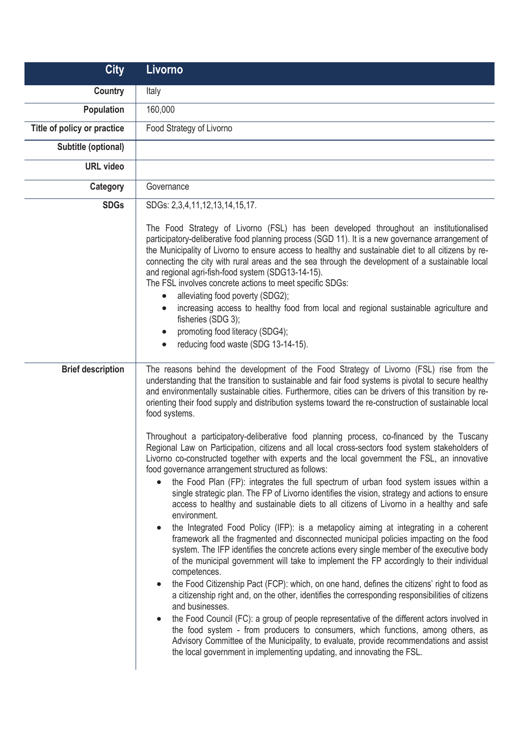| City | Livorno |
| --- | --- |
| **Country** | Italy |
| **Population** | 160,000 |
| **Title of policy or practice** | Food Strategy of Livorno |
| **Subtitle (optional)** | |
| **URL video** | |
| **Category** | Governance |
| **SDGs** | SDGs: 2,3,4,11,12,13,14,15,17.<br><br>The Food Strategy of Livorno (FSL) has been developed throughout an institutionalised participatory-deliberative food planning process (SGD 11). It is a new governance arrangement of the Municipality of Livorno to ensure access to healthy and sustainable diet to all citizens by re-connecting the city with rural areas and the sea through the development of a sustainable local and regional agri-fish-food system (SDG13-14-15).<br>The FSL involves concrete actions to meet specific SDGs:<br>• alleviating food poverty (SDG2);<br>• increasing access to healthy food from local and regional sustainable agriculture and fisheries (SDG 3);<br>• promoting food literacy (SDG4);<br>• reducing food waste (SDG 13-14-15). |
| **Brief description** | The reasons behind the development of the Food Strategy of Livorno (FSL) rise from the understanding that the transition to sustainable and fair food systems is pivotal to secure healthy and environmentally sustainable cities. Furthermore, cities can be drivers of this transition by re-orienting their food supply and distribution systems toward the re-construction of sustainable local food systems.<br><br>Throughout a participatory-deliberative food planning process, co-financed by the Tuscany Regional Law on Participation, citizens and all local cross-sectors food system stakeholders of Livorno co-constructed together with experts and the local government the FSL, an innovative food governance arrangement structured as follows:<br>• the Food Plan (FP): integrates the full spectrum of urban food system issues within a single strategic plan. The FP of Livorno identifies the vision, strategy and actions to ensure access to healthy and sustainable diets to all citizens of Livorno in a healthy and safe environment.<br>• the Integrated Food Policy (IFP): is a metapolicy aiming at integrating in a coherent framework all the fragmented and disconnected municipal policies impacting on the food system. The IFP identifies the concrete actions every single member of the executive body of the municipal government will take to implement the FP accordingly to their individual competences.<br>• the Food Citizenship Pact (FCP): which, on one hand, defines the citizens' right to food as a citizenship right and, on the other, identifies the corresponding responsibilities of citizens and businesses.<br>• the Food Council (FC): a group of people representative of the different actors involved in the food system - from producers to consumers, which functions, among others, as Advisory Committee of the Municipality, to evaluate, provide recommendations and assist the local government in implementing updating, and innovating the FSL. |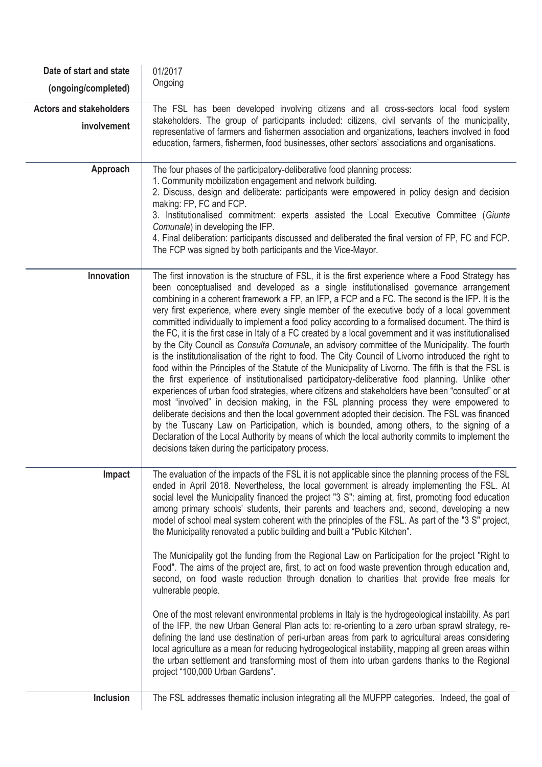| | |
|---|---|
| **Date of start and state (ongoing/completed)** | 01/2017<br>Ongoing |
| **Actors and stakeholders involvement** | The FSL has been developed involving citizens and all cross-sectors local food system stakeholders. The group of participants included: citizens, civil servants of the municipality, representative of farmers and fishermen association and organizations, teachers involved in food education, farmers, fishermen, food businesses, other sectors' associations and organisations. |
| **Approach** | The four phases of the participatory-deliberative food planning process:<br>1. Community mobilization engagement and network building.<br>2. Discuss, design and deliberate: participants were empowered in policy design and decision making: FP, FC and FCP.<br>3. Institutionalised commitment: experts assisted the Local Executive Committee (*Giunta Comunale*) in developing the IFP.<br>4. Final deliberation: participants discussed and deliberated the final version of FP, FC and FCP. The FCP was signed by both participants and the Vice-Mayor. |
| **Innovation** | The first innovation is the structure of FSL, it is the first experience where a Food Strategy has been conceptualised and developed as a single institutionalised governance arrangement combining in a coherent framework a FP, an IFP, a FCP and a FC. The second is the IFP. It is the very first experience, where every single member of the executive body of a local government committed individually to implement a food policy according to a formalised document. The third is the FC, it is the first case in Italy of a FC created by a local government and it was institutionalised by the City Council as *Consulta Comunale*, an advisory committee of the Municipality. The fourth is the institutionalisation of the right to food. The City Council of Livorno introduced the right to food within the Principles of the Statute of the Municipality of Livorno. The fifth is that the FSL is the first experience of institutionalised participatory-deliberative food planning. Unlike other experiences of urban food strategies, where citizens and stakeholders have been "consulted" or at most "involved" in decision making, in the FSL planning process they were empowered to deliberate decisions and then the local government adopted their decision. The FSL was financed by the Tuscany Law on Participation, which is bounded, among others, to the signing of a Declaration of the Local Authority by means of which the local authority commits to implement the decisions taken during the participatory process. |
| **Impact** | The evaluation of the impacts of the FSL it is not applicable since the planning process of the FSL ended in April 2018. Nevertheless, the local government is already implementing the FSL. At social level the Municipality financed the project "3 S": aiming at, first, promoting food education among primary schools' students, their parents and teachers and, second, developing a new model of school meal system coherent with the principles of the FSL. As part of the "3 S" project, the Municipality renovated a public building and built a "Public Kitchen".<br><br>The Municipality got the funding from the Regional Law on Participation for the project "Right to Food". The aims of the project are, first, to act on food waste prevention through education and, second, on food waste reduction through donation to charities that provide free meals for vulnerable people.<br><br>One of the most relevant environmental problems in Italy is the hydrogeological instability. As part of the IFP, the new Urban General Plan acts to: re-orienting to a zero urban sprawl strategy, re-defining the land use destination of peri-urban areas from park to agricultural areas considering local agriculture as a mean for reducing hydrogeological instability, mapping all green areas within the urban settlement and transforming most of them into urban gardens thanks to the Regional project "100,000 Urban Gardens". |
| **Inclusion** | The FSL addresses thematic inclusion integrating all the MUFPP categories. Indeed, the goal of |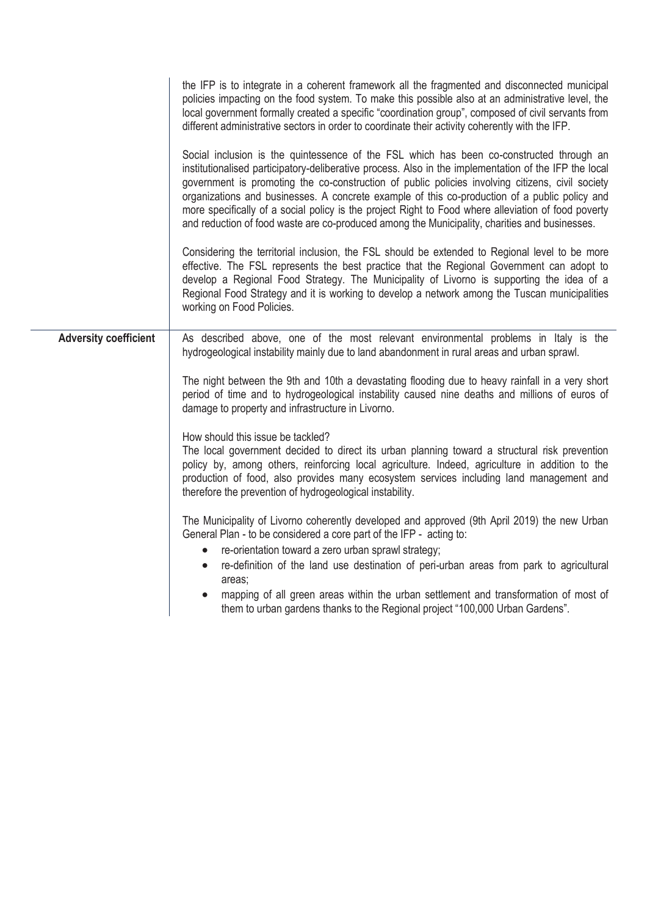| | |
|---|---|
| | the IFP is to integrate in a coherent framework all the fragmented and disconnected municipal policies impacting on the food system. To make this possible also at an administrative level, the local government formally created a specific "coordination group", composed of civil servants from different administrative sectors in order to coordinate their activity coherently with the IFP.<br><br>Social inclusion is the quintessence of the FSL which has been co-constructed through an institutionalised participatory-deliberative process. Also in the implementation of the IFP the local government is promoting the co-construction of public policies involving citizens, civil society organizations and businesses. A concrete example of this co-production of a public policy and more specifically of a social policy is the project Right to Food where alleviation of food poverty and reduction of food waste are co-produced among the Municipality, charities and businesses.<br><br>Considering the territorial inclusion, the FSL should be extended to Regional level to be more effective. The FSL represents the best practice that the Regional Government can adopt to develop a Regional Food Strategy. The Municipality of Livorno is supporting the idea of a Regional Food Strategy and it is working to develop a network among the Tuscan municipalities working on Food Policies. |
| **Adversity coefficient** | As described above, one of the most relevant environmental problems in Italy is the hydrogeological instability mainly due to land abandonment in rural areas and urban sprawl.<br><br>The night between the 9th and 10th a devastating flooding due to heavy rainfall in a very short period of time and to hydrogeological instability caused nine deaths and millions of euros of damage to property and infrastructure in Livorno.<br><br>How should this issue be tackled?<br>The local government decided to direct its urban planning toward a structural risk prevention policy by, among others, reinforcing local agriculture. Indeed, agriculture in addition to the production of food, also provides many ecosystem services including land management and therefore the prevention of hydrogeological instability.<br><br>The Municipality of Livorno coherently developed and approved (9th April 2019) the new Urban General Plan - to be considered a core part of the IFP - acting to:<br>• re-orientation toward a zero urban sprawl strategy;<br>• re-definition of the land use destination of peri-urban areas from park to agricultural areas;<br>• mapping of all green areas within the urban settlement and transformation of most of them to urban gardens thanks to the Regional project "100,000 Urban Gardens". |